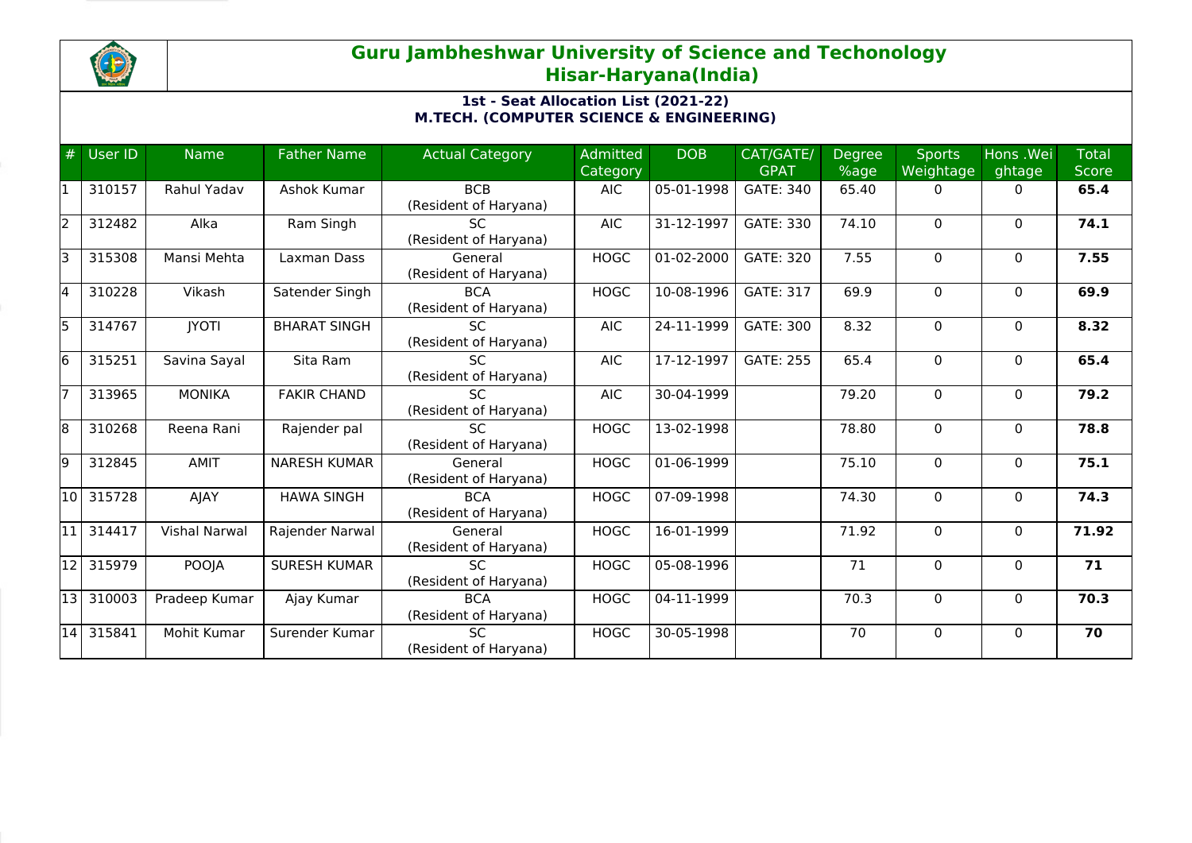# Guru Jambheshwar University of Science and Techonology
## Hisar-Haryana(India)

### 1st - Seat Allocation List (2021-22)
### M.TECH. (COMPUTER SCIENCE & ENGINEERING)

| # | User ID | Name | Father Name | Actual Category | Admitted Category | DOB | CAT/GATE/ GPAT | Degree %age | Sports Weightage | Hons .Weightage | Total Score |
|---|---|---|---|---|---|---|---|---|---|---|---|
| 1 | 310157 | Rahul Yadav | Ashok Kumar | BCB (Resident of Haryana) | AIC | 05-01-1998 | GATE: 340 | 65.40 | 0 | 0 | **65.4** |
| 2 | 312482 | Alka | Ram Singh | SC (Resident of Haryana) | AIC | 31-12-1997 | GATE: 330 | 74.10 | 0 | 0 | **74.1** |
| 3 | 315308 | Mansi Mehta | Laxman Dass | General (Resident of Haryana) | HOGC | 01-02-2000 | GATE: 320 | 7.55 | 0 | 0 | **7.55** |
| 4 | 310228 | Vikash | Satender Singh | BCA (Resident of Haryana) | HOGC | 10-08-1996 | GATE: 317 | 69.9 | 0 | 0 | **69.9** |
| 5 | 314767 | JYOTI | BHARAT SINGH | SC (Resident of Haryana) | AIC | 24-11-1999 | GATE: 300 | 8.32 | 0 | 0 | **8.32** |
| 6 | 315251 | Savina Sayal | Sita Ram | SC (Resident of Haryana) | AIC | 17-12-1997 | GATE: 255 | 65.4 | 0 | 0 | **65.4** |
| 7 | 313965 | MONIKA | FAKIR CHAND | SC (Resident of Haryana) | AIC | 30-04-1999 | | 79.20 | 0 | 0 | **79.2** |
| 8 | 310268 | Reena Rani | Rajender pal | SC (Resident of Haryana) | HOGC | 13-02-1998 | | 78.80 | 0 | 0 | **78.8** |
| 9 | 312845 | AMIT | NARESH KUMAR | General (Resident of Haryana) | HOGC | 01-06-1999 | | 75.10 | 0 | 0 | **75.1** |
| 10 | 315728 | AJAY | HAWA SINGH | BCA (Resident of Haryana) | HOGC | 07-09-1998 | | 74.30 | 0 | 0 | **74.3** |
| 11 | 314417 | Vishal Narwal | Rajender Narwal | General (Resident of Haryana) | HOGC | 16-01-1999 | | 71.92 | 0 | 0 | **71.92** |
| 12 | 315979 | POOJA | SURESH KUMAR | SC (Resident of Haryana) | HOGC | 05-08-1996 | | 71 | 0 | 0 | **71** |
| 13 | 310003 | Pradeep Kumar | Ajay Kumar | BCA (Resident of Haryana) | HOGC | 04-11-1999 | | 70.3 | 0 | 0 | **70.3** |
| 14 | 315841 | Mohit Kumar | Surender Kumar | SC (Resident of Haryana) | HOGC | 30-05-1998 | | 70 | 0 | 0 | **70** |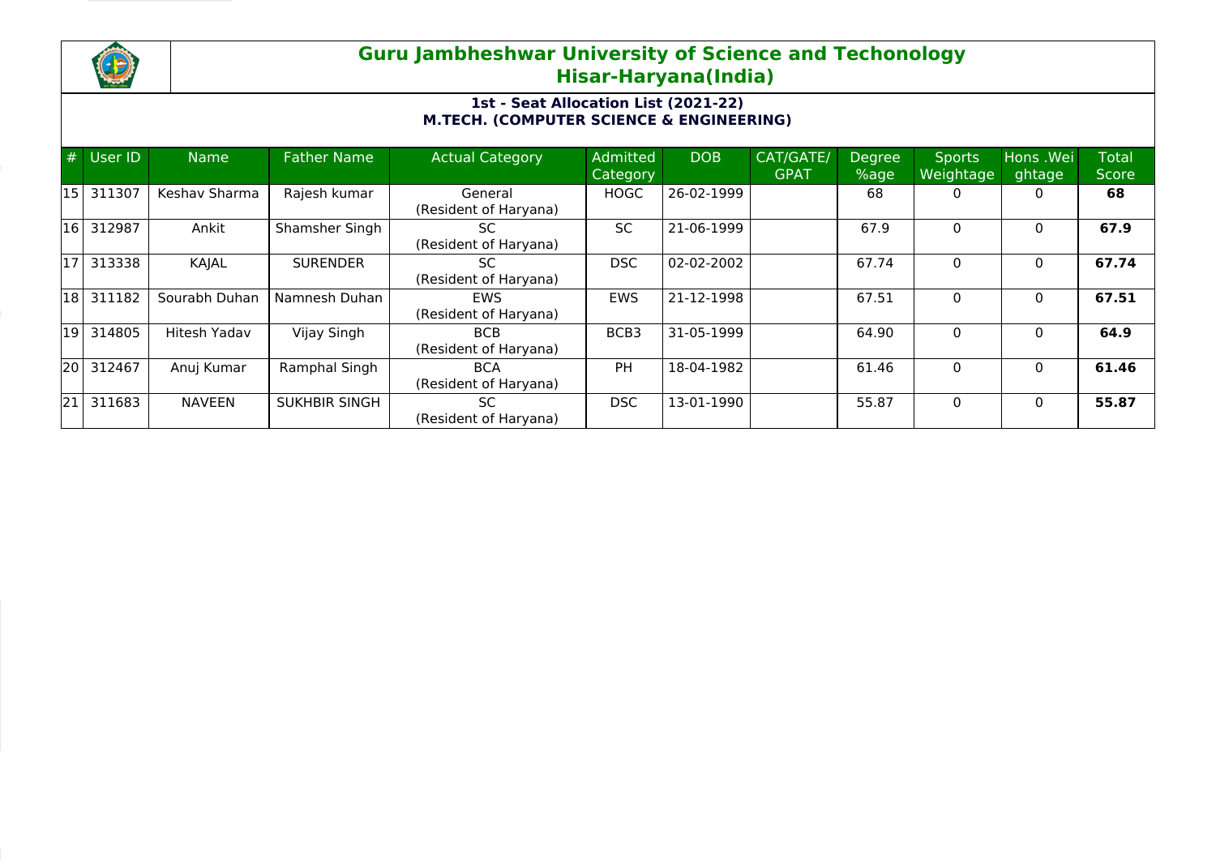# Guru Jambheshwar University of Science and Techonology
## Hisar-Haryana(India)

### 1st - Seat Allocation List (2021-22)
### M.TECH. (COMPUTER SCIENCE & ENGINEERING)

| # | User ID | Name | Father Name | Actual Category | Admitted Category | DOB | CAT/GATE/ GPAT | Degree %age | Sports Weightage | Hons .Weightage | Total Score |
|---|---|---|---|---|---|---|---|---|---|---|---|
| 15 | 311307 | Keshav Sharma | Rajesh kumar | General (Resident of Haryana) | HOGC | 26-02-1999 | | 68 | 0 | 0 | **68** |
| 16 | 312987 | Ankit | Shamsher Singh | SC (Resident of Haryana) | SC | 21-06-1999 | | 67.9 | 0 | 0 | **67.9** |
| 17 | 313338 | KAJAL | SURENDER | SC (Resident of Haryana) | DSC | 02-02-2002 | | 67.74 | 0 | 0 | **67.74** |
| 18 | 311182 | Sourabh Duhan | Namnesh Duhan | EWS (Resident of Haryana) | EWS | 21-12-1998 | | 67.51 | 0 | 0 | **67.51** |
| 19 | 314805 | Hitesh Yadav | Vijay Singh | BCB (Resident of Haryana) | BCB3 | 31-05-1999 | | 64.90 | 0 | 0 | **64.9** |
| 20 | 312467 | Anuj Kumar | Ramphal Singh | BCA (Resident of Haryana) | PH | 18-04-1982 | | 61.46 | 0 | 0 | **61.46** |
| 21 | 311683 | NAVEEN | SUKHBIR SINGH | SC (Resident of Haryana) | DSC | 13-01-1990 | | 55.87 | 0 | 0 | **55.87** |